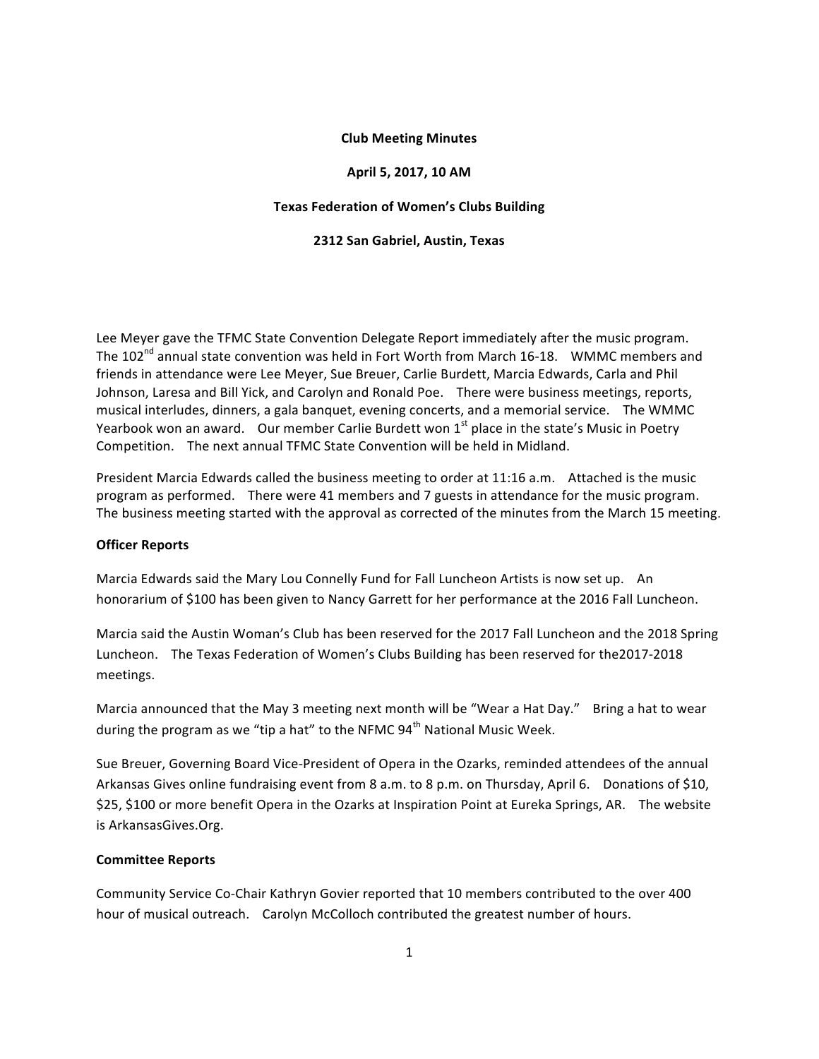**Club Meeting Minutes**

**April 5, 2017, 10 AM**

**Texas Federation of Women's Clubs Building**

**2312 San Gabriel, Austin, Texas**

Lee Meyer gave the TFMC State Convention Delegate Report immediately after the music program. The 102nd annual state convention was held in Fort Worth from March 16-18. WMMC members and friends in attendance were Lee Meyer, Sue Breuer, Carlie Burdett, Marcia Edwards, Carla and Phil Johnson, Laresa and Bill Yick, and Carolyn and Ronald Poe. There were business meetings, reports, musical interludes, dinners, a gala banquet, evening concerts, and a memorial service. The WMMC Yearbook won an award. Our member Carlie Burdett won 1st place in the state's Music in Poetry Competition. The next annual TFMC State Convention will be held in Midland.

President Marcia Edwards called the business meeting to order at 11:16 a.m. Attached is the music program as performed. There were 41 members and 7 guests in attendance for the music program. The business meeting started with the approval as corrected of the minutes from the March 15 meeting.

**Officer Reports**

Marcia Edwards said the Mary Lou Connelly Fund for Fall Luncheon Artists is now set up. An honorarium of $100 has been given to Nancy Garrett for her performance at the 2016 Fall Luncheon.

Marcia said the Austin Woman's Club has been reserved for the 2017 Fall Luncheon and the 2018 Spring Luncheon. The Texas Federation of Women's Clubs Building has been reserved for the2017-2018 meetings.

Marcia announced that the May 3 meeting next month will be "Wear a Hat Day." Bring a hat to wear during the program as we "tip a hat" to the NFMC 94th National Music Week.

Sue Breuer, Governing Board Vice-President of Opera in the Ozarks, reminded attendees of the annual Arkansas Gives online fundraising event from 8 a.m. to 8 p.m. on Thursday, April 6. Donations of $10, $25, $100 or more benefit Opera in the Ozarks at Inspiration Point at Eureka Springs, AR. The website is ArkansasGives.Org.

**Committee Reports**

Community Service Co-Chair Kathryn Govier reported that 10 members contributed to the over 400 hour of musical outreach. Carolyn McColloch contributed the greatest number of hours.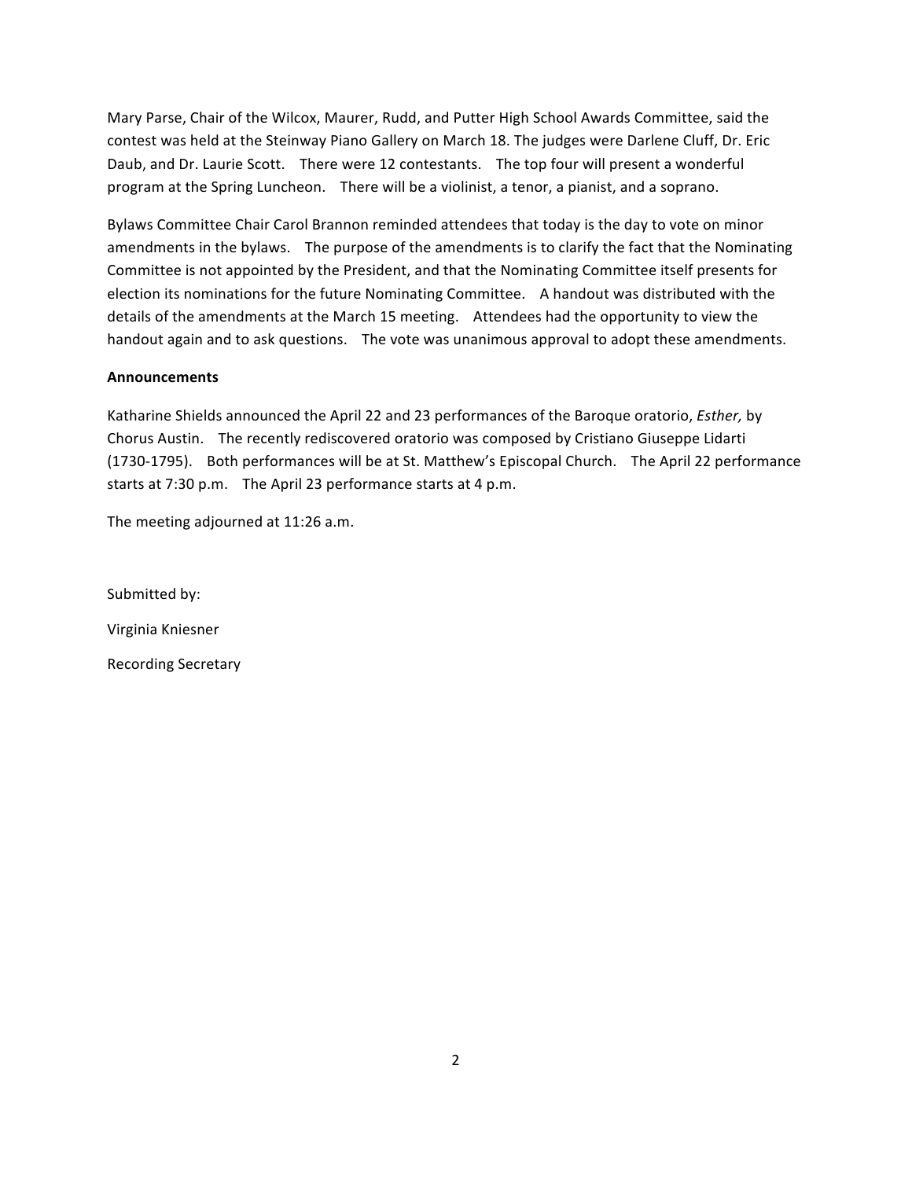Mary Parse, Chair of the Wilcox, Maurer, Rudd, and Putter High School Awards Committee, said the contest was held at the Steinway Piano Gallery on March 18. The judges were Darlene Cluff, Dr. Eric Daub, and Dr. Laurie Scott. There were 12 contestants. The top four will present a wonderful program at the Spring Luncheon. There will be a violinist, a tenor, a pianist, and a soprano.

Bylaws Committee Chair Carol Brannon reminded attendees that today is the day to vote on minor amendments in the bylaws. The purpose of the amendments is to clarify the fact that the Nominating Committee is not appointed by the President, and that the Nominating Committee itself presents for election its nominations for the future Nominating Committee. A handout was distributed with the details of the amendments at the March 15 meeting. Attendees had the opportunity to view the handout again and to ask questions. The vote was unanimous approval to adopt these amendments.

**Announcements**

Katharine Shields announced the April 22 and 23 performances of the Baroque oratorio, *Esther,* by Chorus Austin. The recently rediscovered oratorio was composed by Cristiano Giuseppe Lidarti (1730-1795). Both performances will be at St. Matthew's Episcopal Church. The April 22 performance starts at 7:30 p.m. The April 23 performance starts at 4 p.m.

The meeting adjourned at 11:26 a.m.

Submitted by:

Virginia Kniesner

Recording Secretary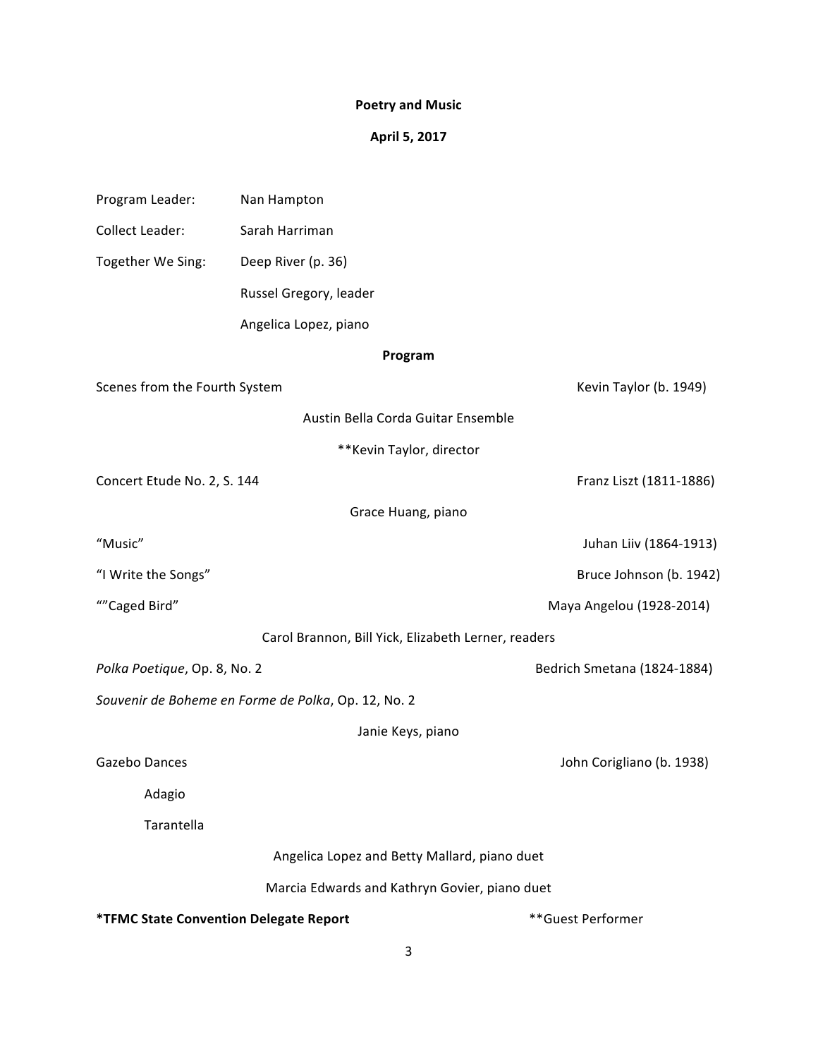**Poetry and Music**

**April 5, 2017**

Program Leader: Nan Hampton

Collect Leader: Sarah Harriman

Together We Sing: Deep River (p. 36)

Russel Gregory, leader

Angelica Lopez, piano

**Program**

Scenes from the Fourth System — Kevin Taylor (b. 1949)

Austin Bella Corda Guitar Ensemble

**Kevin Taylor, director

Concert Etude No. 2, S. 144 — Franz Liszt (1811-1886)

Grace Huang, piano

"Music" — Juhan Liiv (1864-1913)

"I Write the Songs" — Bruce Johnson (b. 1942)

""Caged Bird" — Maya Angelou (1928-2014)

Carol Brannon, Bill Yick, Elizabeth Lerner, readers

*Polka Poetique*, Op. 8, No. 2 — Bedrich Smetana (1824-1884)

*Souvenir de Boheme en Forme de Polka*, Op. 12, No. 2

Janie Keys, piano

Gazebo Dances — John Corigliano (b. 1938)

Adagio

Tarantella

Angelica Lopez and Betty Mallard, piano duet

Marcia Edwards and Kathryn Govier, piano duet

**\*TFMC State Convention Delegate Report** — **Guest Performer